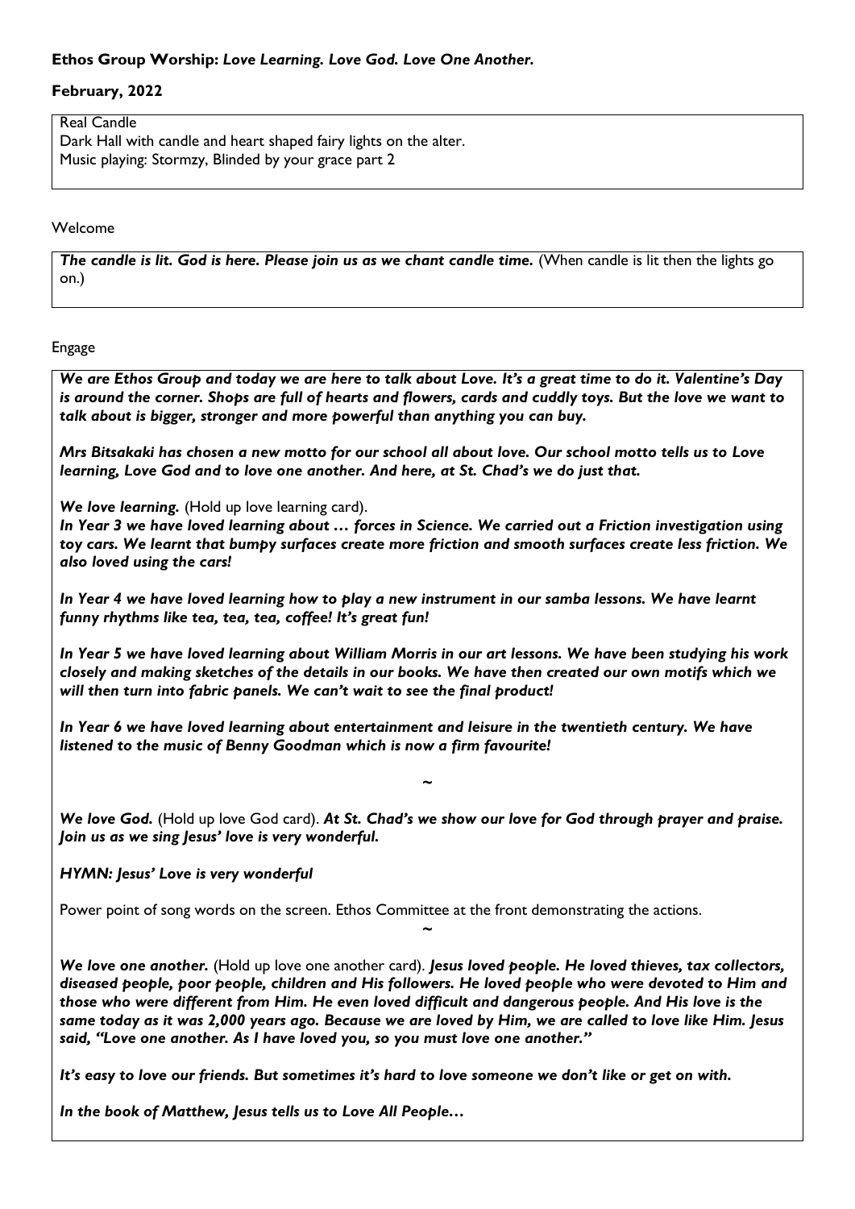**Ethos Group Worship:** ***Love Learning. Love God. Love One Another.***

**February, 2022**

Real Candle
Dark Hall with candle and heart shaped fairy lights on the alter.
Music playing: Stormzy, Blinded by your grace part 2

Welcome

***The candle is lit. God is here. Please join us as we chant candle time.*** (When candle is lit then the lights go on.)

Engage

***We are Ethos Group and today we are here to talk about Love. It's a great time to do it. Valentine's Day is around the corner. Shops are full of hearts and flowers, cards and cuddly toys. But the love we want to talk about is bigger, stronger and more powerful than anything you can buy.***

***Mrs Bitsakaki has chosen a new motto for our school all about love. Our school motto tells us to Love learning, Love God and to love one another. And here, at St. Chad's we do just that.***

***We love learning.*** (Hold up love learning card).
***In Year 3 we have loved learning about … forces in Science. We carried out a Friction investigation using toy cars. We learnt that bumpy surfaces create more friction and smooth surfaces create less friction. We also loved using the cars!***

***In Year 4 we have loved learning how to play a new instrument in our samba lessons. We have learnt funny rhythms like tea, tea, tea, coffee! It's great fun!***

***In Year 5 we have loved learning about William Morris in our art lessons. We have been studying his work closely and making sketches of the details in our books. We have then created our own motifs which we will then turn into fabric panels. We can't wait to see the final product!***

***In Year 6 we have loved learning about entertainment and leisure in the twentieth century. We have listened to the music of Benny Goodman which is now a firm favourite!***

~

***We love God.*** (Hold up love God card). ***At St. Chad's we show our love for God through prayer and praise. Join us as we sing Jesus' love is very wonderful.***

***HYMN: Jesus' Love is very wonderful***

Power point of song words on the screen. Ethos Committee at the front demonstrating the actions.

~

***We love one another.*** (Hold up love one another card). ***Jesus loved people. He loved thieves, tax collectors, diseased people, poor people, children and His followers. He loved people who were devoted to Him and those who were different from Him. He even loved difficult and dangerous people. And His love is the same today as it was 2,000 years ago. Because we are loved by Him, we are called to love like Him. Jesus said, "Love one another. As I have loved you, so you must love one another."***

***It's easy to love our friends. But sometimes it's hard to love someone we don't like or get on with.***

***In the book of Matthew, Jesus tells us to Love All People…***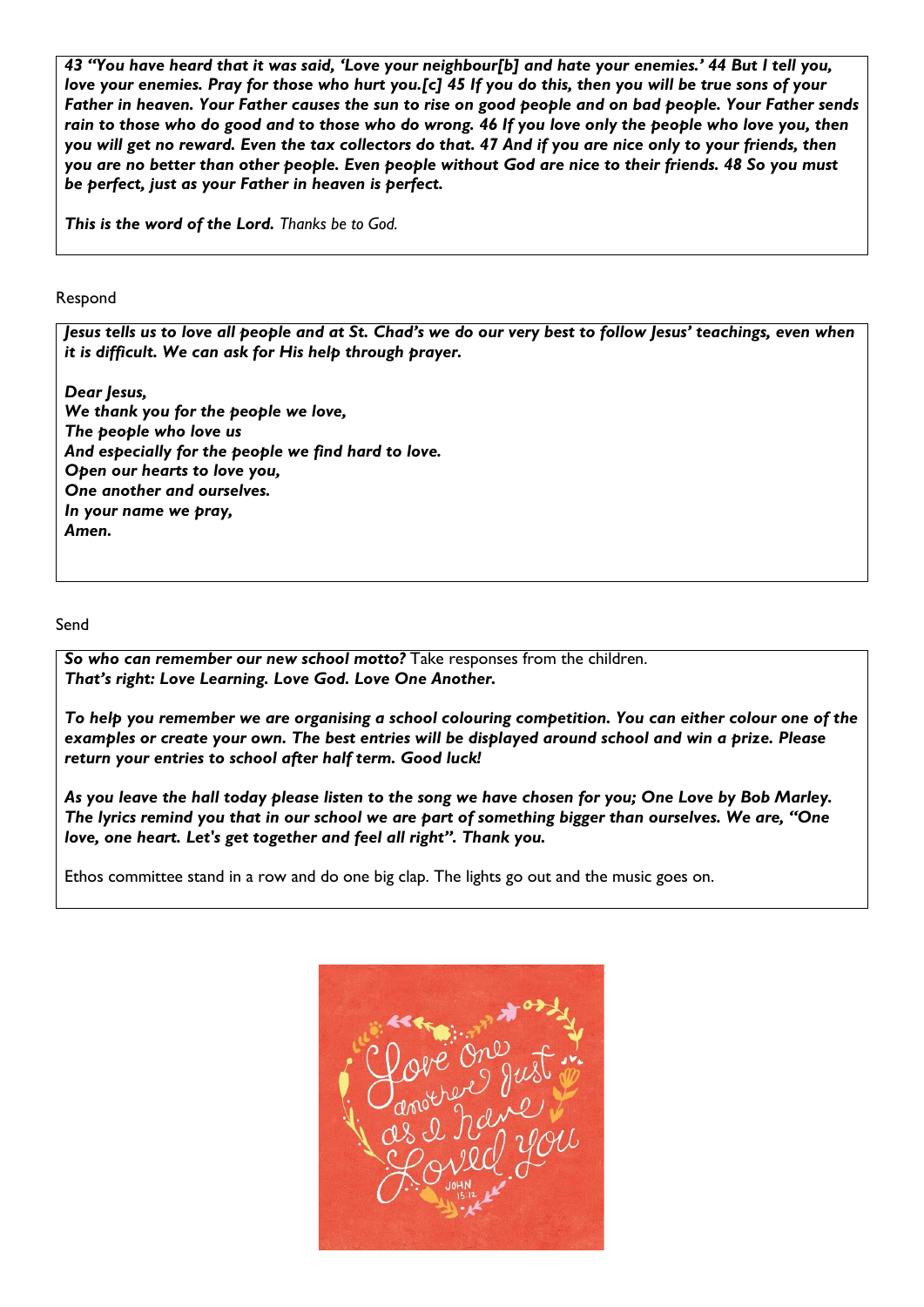***43 "You have heard that it was said, 'Love your neighbour[b] and hate your enemies.' 44 But I tell you, love your enemies. Pray for those who hurt you.[c] 45 If you do this, then you will be true sons of your Father in heaven. Your Father causes the sun to rise on good people and on bad people. Your Father sends rain to those who do good and to those who do wrong. 46 If you love only the people who love you, then you will get no reward. Even the tax collectors do that. 47 And if you are nice only to your friends, then you are no better than other people. Even people without God are nice to their friends. 48 So you must be perfect, just as your Father in heaven is perfect.***

***This is the word of the Lord.*** *Thanks be to God.*

Respond

***Jesus tells us to love all people and at St. Chad's we do our very best to follow Jesus' teachings, even when it is difficult. We can ask for His help through prayer.***

***Dear Jesus,***
***We thank you for the people we love,***
***The people who love us***
***And especially for the people we find hard to love.***
***Open our hearts to love you,***
***One another and ourselves.***
***In your name we pray,***
***Amen.***

Send

***So who can remember our new school motto?*** Take responses from the children.
***That's right: Love Learning. Love God. Love One Another.***

***To help you remember we are organising a school colouring competition. You can either colour one of the examples or create your own. The best entries will be displayed around school and win a prize. Please return your entries to school after half term. Good luck!***

***As you leave the hall today please listen to the song we have chosen for you; One Love by Bob Marley. The lyrics remind you that in our school we are part of something bigger than ourselves. We are, "One love, one heart. Let's get together and feel all right". Thank you.***

Ethos committee stand in a row and do one big clap. The lights go out and the music goes on.

Love one another just as I have loved you
JOHN 15:12